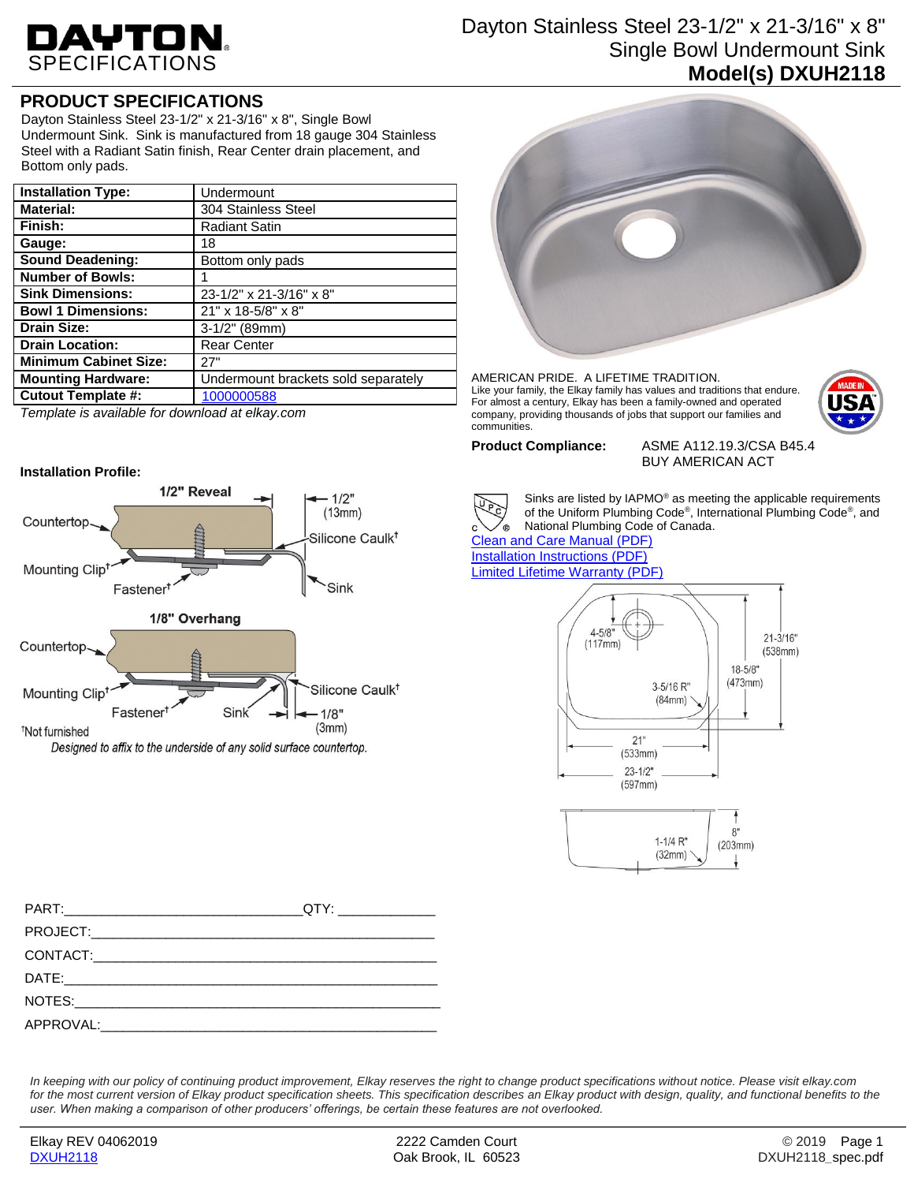**DAYTON** SPECIFICATIONS

# Dayton Stainless Steel 23-1/2" x 21-3/16" x 8" Single Bowl Undermount Sink

**Model(s) DXUH2118**

## PRODUCT SPECIFICATIONS

Dayton Stainless Steel 23-1/2" x 21-3/16" x 8", Single Bowl Undermount Sink. Sink is manufactured from 18 gauge 304 Stainless Steel with a Radiant Satin finish, Rear Center drain placement, and Bottom only pads.

| | |
|---|---|
| **Installation Type:** | Undermount |
| **Material:** | 304 Stainless Steel |
| **Finish:** | Radiant Satin |
| **Gauge:** | 18 |
| **Sound Deadening:** | Bottom only pads |
| **Number of Bowls:** | 1 |
| **Sink Dimensions:** | 23-1/2" x 21-3/16" x 8" |
| **Bowl 1 Dimensions:** | 21" x 18-5/8" x 8" |
| **Drain Size:** | 3-1/2" (89mm) |
| **Drain Location:** | Rear Center |
| **Minimum Cabinet Size:** | 27" |
| **Mounting Hardware:** | Undermount brackets sold separately |
| **Cutout Template #:** | 1000000588 |

*Template is available for download at elkay.com*

AMERICAN PRIDE. A LIFETIME TRADITION.
Like your family, the Elkay family has values and traditions that endure. For almost a century, Elkay has been a family-owned and operated company, providing thousands of jobs that support our families and communities.

MADE IN USA

**Product Compliance:** ASME A112.19.3/CSA B45.4
BUY AMERICAN ACT

**Installation Profile:**

1/2" Reveal — Countertop, Mounting Clip†, Fastener†, Silicone Caulk†, Sink, 1/2" (13mm)

1/8" Overhang — Countertop, Mounting Clip†, Fastener†, Sink, Silicone Caulk†, 1/8" (3mm)

†Not furnished

*Designed to affix to the underside of any solid surface countertop.*

Sinks are listed by IAPMO® as meeting the applicable requirements of the Uniform Plumbing Code®, International Plumbing Code®, and National Plumbing Code of Canada.

Clean and Care Manual (PDF)
Installation Instructions (PDF)
Limited Lifetime Warranty (PDF)

4-5/8" (117mm); 21-3/16" (538mm); 18-5/8" (473mm); 3-5/16" R (84mm); 21" (533mm); 23-1/2" (597mm); 1-1/4" R (32mm); 8" (203mm)

PART:_______________________________QTY: ____________
PROJECT:_____________________________________________
CONTACT:_____________________________________________
DATE:________________________________________________
NOTES:_______________________________________________
APPROVAL:____________________________________________

*In keeping with our policy of continuing product improvement, Elkay reserves the right to change product specifications without notice. Please visit elkay.com for the most current version of Elkay product specification sheets. This specification describes an Elkay product with design, quality, and functional benefits to the user. When making a comparison of other producers' offerings, be certain these features are not overlooked.*

Elkay REV 04062019 | DXUH2118 | 2222 Camden Court, Oak Brook, IL 60523 | © 2019 | DXUH2118_spec.pdf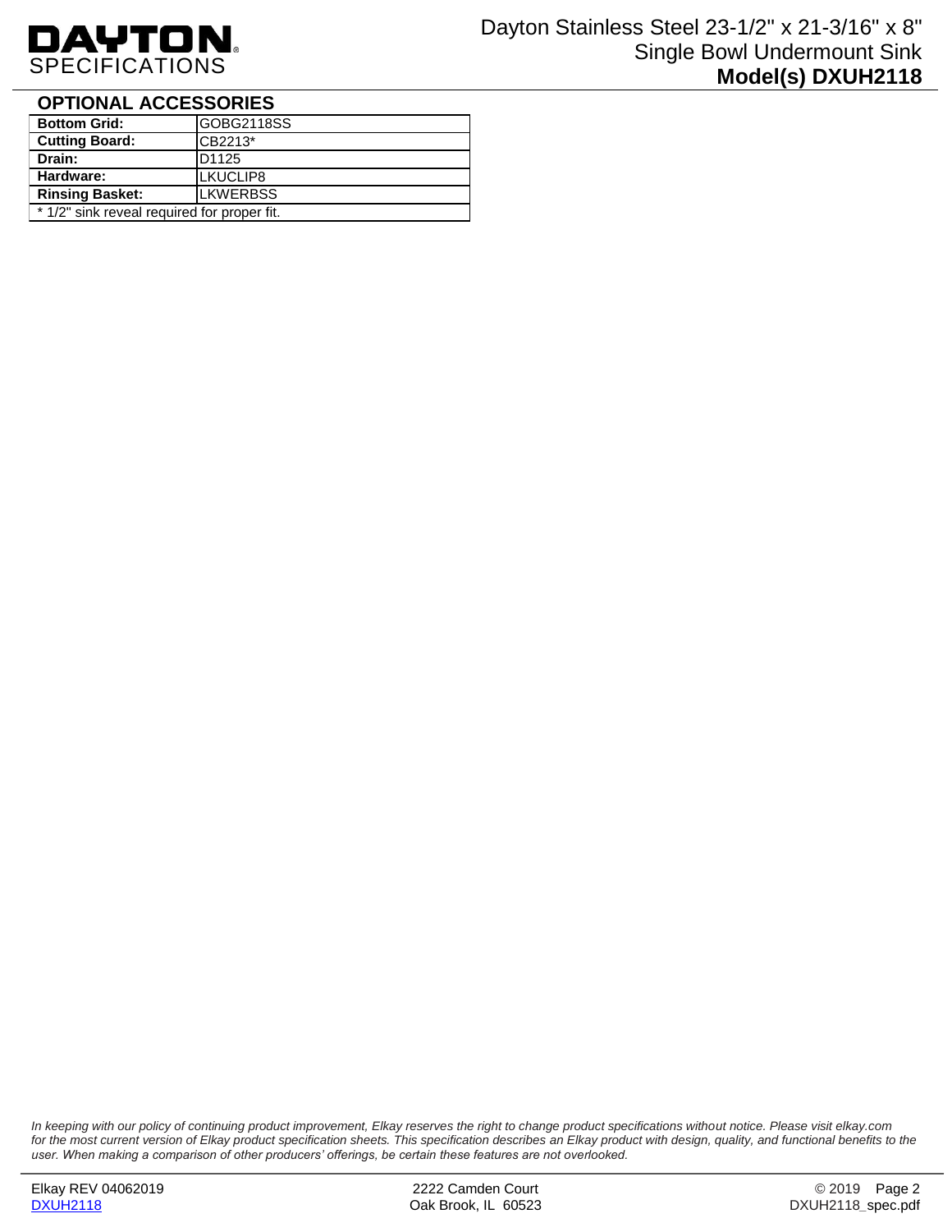## OPTIONAL ACCESSORIES

| | |
|---|---|
| **Bottom Grid:** | GOBG2118SS |
| **Cutting Board:** | CB2213* |
| **Drain:** | D1125 |
| **Hardware:** | LKUCLIP8 |
| **Rinsing Basket:** | LKWERBSS |
| * 1/2" sink reveal required for proper fit. | |

*In keeping with our policy of continuing product improvement, Elkay reserves the right to change product specifications without notice. Please visit elkay.com for the most current version of Elkay product specification sheets. This specification describes an Elkay product with design, quality, and functional benefits to the user. When making a comparison of other producers' offerings, be certain these features are not overlooked.*

Elkay REV 04062019
DXUH2118

2222 Camden Court
Oak Brook, IL 60523

© 2019
DXUH2118_spec.pdf